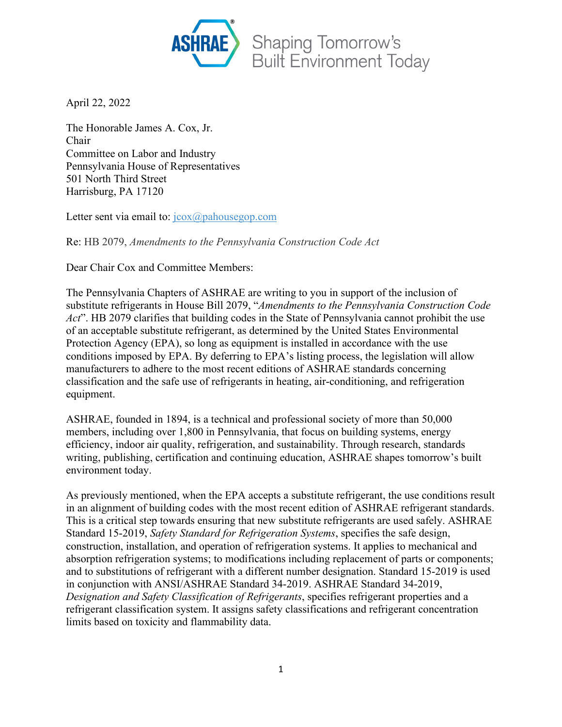ASHRAE Shaping Tomorrow's Built Environment Today

April 22, 2022

The Honorable James A. Cox, Jr.
Chair
Committee on Labor and Industry
Pennsylvania House of Representatives
501 North Third Street
Harrisburg, PA 17120

Letter sent via email to: jcox@pahousegop.com

Re: HB 2079, *Amendments to the Pennsylvania Construction Code Act*

Dear Chair Cox and Committee Members:

The Pennsylvania Chapters of ASHRAE are writing to you in support of the inclusion of substitute refrigerants in House Bill 2079, "*Amendments to the Pennsylvania Construction Code Act*". HB 2079 clarifies that building codes in the State of Pennsylvania cannot prohibit the use of an acceptable substitute refrigerant, as determined by the United States Environmental Protection Agency (EPA), so long as equipment is installed in accordance with the use conditions imposed by EPA. By deferring to EPA's listing process, the legislation will allow manufacturers to adhere to the most recent editions of ASHRAE standards concerning classification and the safe use of refrigerants in heating, air-conditioning, and refrigeration equipment.

ASHRAE, founded in 1894, is a technical and professional society of more than 50,000 members, including over 1,800 in Pennsylvania, that focus on building systems, energy efficiency, indoor air quality, refrigeration, and sustainability. Through research, standards writing, publishing, certification and continuing education, ASHRAE shapes tomorrow's built environment today.

As previously mentioned, when the EPA accepts a substitute refrigerant, the use conditions result in an alignment of building codes with the most recent edition of ASHRAE refrigerant standards. This is a critical step towards ensuring that new substitute refrigerants are used safely. ASHRAE Standard 15-2019, *Safety Standard for Refrigeration Systems*, specifies the safe design, construction, installation, and operation of refrigeration systems. It applies to mechanical and absorption refrigeration systems; to modifications including replacement of parts or components; and to substitutions of refrigerant with a different number designation. Standard 15-2019 is used in conjunction with ANSI/ASHRAE Standard 34-2019. ASHRAE Standard 34-2019, *Designation and Safety Classification of Refrigerants*, specifies refrigerant properties and a refrigerant classification system. It assigns safety classifications and refrigerant concentration limits based on toxicity and flammability data.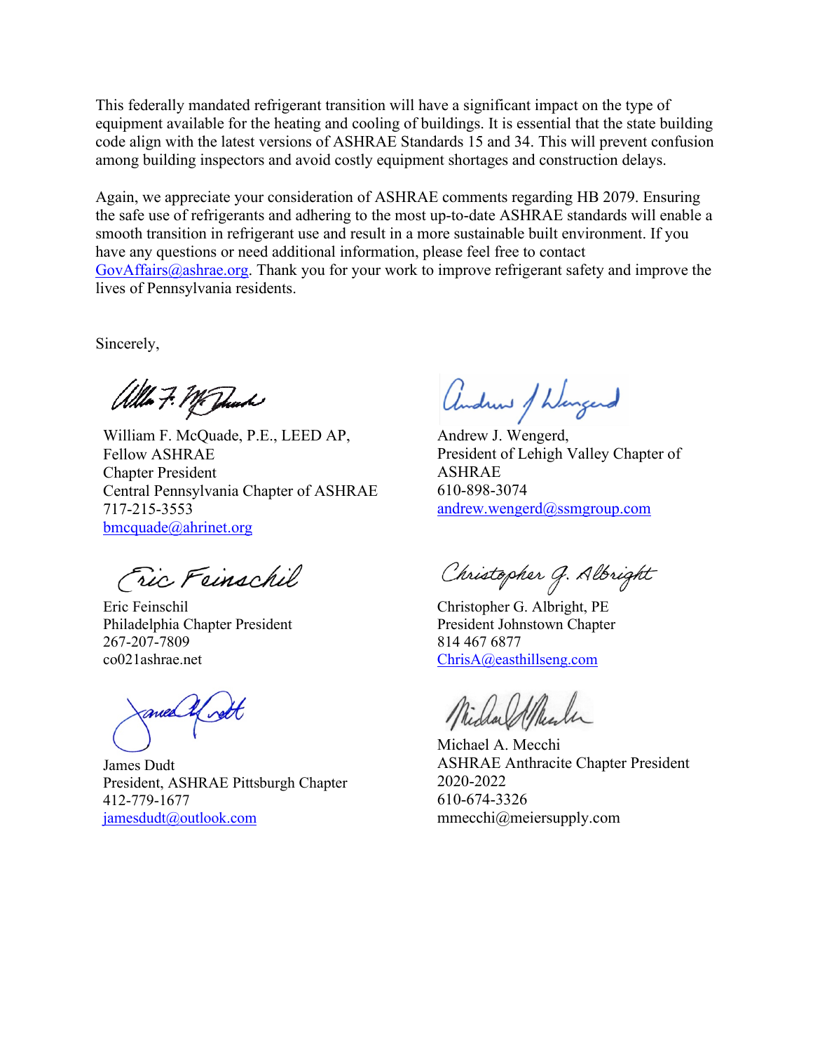This federally mandated refrigerant transition will have a significant impact on the type of equipment available for the heating and cooling of buildings. It is essential that the state building code align with the latest versions of ASHRAE Standards 15 and 34. This will prevent confusion among building inspectors and avoid costly equipment shortages and construction delays.

Again, we appreciate your consideration of ASHRAE comments regarding HB 2079. Ensuring the safe use of refrigerants and adhering to the most up-to-date ASHRAE standards will enable a smooth transition in refrigerant use and result in a more sustainable built environment. If you have any questions or need additional information, please feel free to contact GovAffairs@ashrae.org. Thank you for your work to improve refrigerant safety and improve the lives of Pennsylvania residents.

Sincerely,

William F. McQuade, P.E., LEED AP,
Fellow ASHRAE
Chapter President
Central Pennsylvania Chapter of ASHRAE
717-215-3553
bmcquade@ahrinet.org

Andrew J. Wengerd,
President of Lehigh Valley Chapter of ASHRAE
610-898-3074
andrew.wengerd@ssmgroup.com

Eric Feinschil
Philadelphia Chapter President
267-207-7809
co021ashrae.net

Christopher G. Albright, PE
President Johnstown Chapter
814 467 6877
ChrisA@easthillseng.com

James Dudt
President, ASHRAE Pittsburgh Chapter
412-779-1677
jamesdudt@outlook.com

Michael A. Mecchi
ASHRAE Anthracite Chapter President
2020-2022
610-674-3326
mmecchi@meiersupply.com